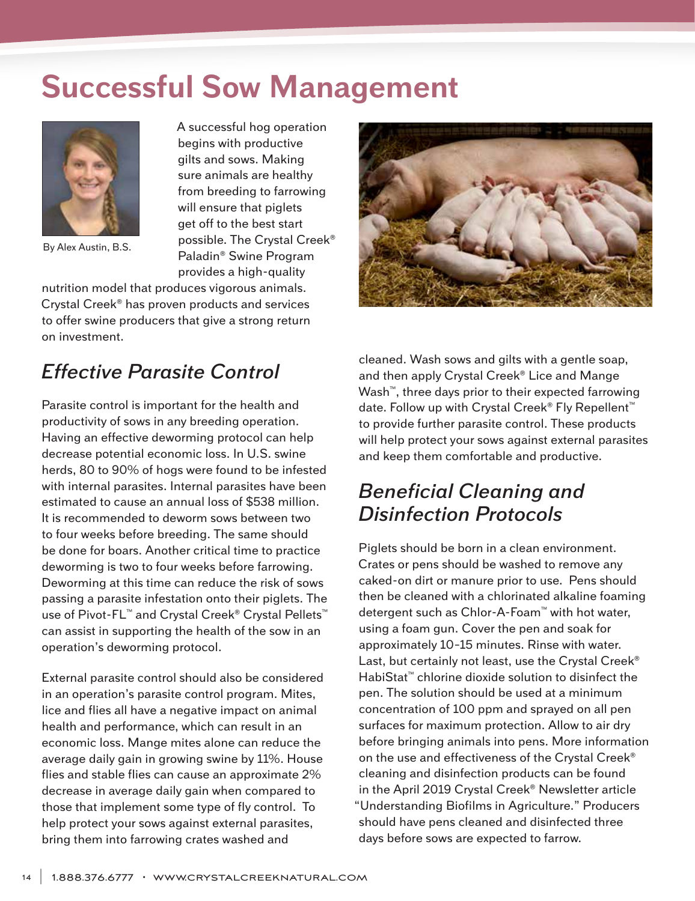# Successful Sow Management

By Alex Austin, B.S.

A successful hog operation begins with productive gilts and sows. Making sure animals are healthy from breeding to farrowing will ensure that piglets get off to the best start possible. The Crystal Creek® Paladin® Swine Program provides a high-quality nutrition model that produces vigorous animals. Crystal Creek® has proven products and services to offer swine producers that give a strong return on investment.

## *Effective Parasite Control*

Parasite control is important for the health and productivity of sows in any breeding operation. Having an effective deworming protocol can help decrease potential economic loss. In U.S. swine herds, 80 to 90% of hogs were found to be infested with internal parasites. Internal parasites have been estimated to cause an annual loss of $538 million. It is recommended to deworm sows between two to four weeks before breeding. The same should be done for boars. Another critical time to practice deworming is two to four weeks before farrowing. Deworming at this time can reduce the risk of sows passing a parasite infestation onto their piglets. The use of Pivot-FL™ and Crystal Creek® Crystal Pellets™ can assist in supporting the health of the sow in an operation's deworming protocol.

External parasite control should also be considered in an operation's parasite control program. Mites, lice and flies all have a negative impact on animal health and performance, which can result in an economic loss. Mange mites alone can reduce the average daily gain in growing swine by 11%. House flies and stable flies can cause an approximate 2% decrease in average daily gain when compared to those that implement some type of fly control. To help protect your sows against external parasites, bring them into farrowing crates washed and cleaned. Wash sows and gilts with a gentle soap, and then apply Crystal Creek® Lice and Mange Wash™, three days prior to their expected farrowing date. Follow up with Crystal Creek® Fly Repellent™ to provide further parasite control. These products will help protect your sows against external parasites and keep them comfortable and productive.

## *Beneficial Cleaning and Disinfection Protocols*

Piglets should be born in a clean environment. Crates or pens should be washed to remove any caked-on dirt or manure prior to use. Pens should then be cleaned with a chlorinated alkaline foaming detergent such as Chlor-A-Foam™ with hot water, using a foam gun. Cover the pen and soak for approximately 10-15 minutes. Rinse with water. Last, but certainly not least, use the Crystal Creek® HabiStat™ chlorine dioxide solution to disinfect the pen. The solution should be used at a minimum concentration of 100 ppm and sprayed on all pen surfaces for maximum protection. Allow to air dry before bringing animals into pens. More information on the use and effectiveness of the Crystal Creek® cleaning and disinfection products can be found in the April 2019 Crystal Creek® Newsletter article "Understanding Biofilms in Agriculture." Producers should have pens cleaned and disinfected three days before sows are expected to farrow.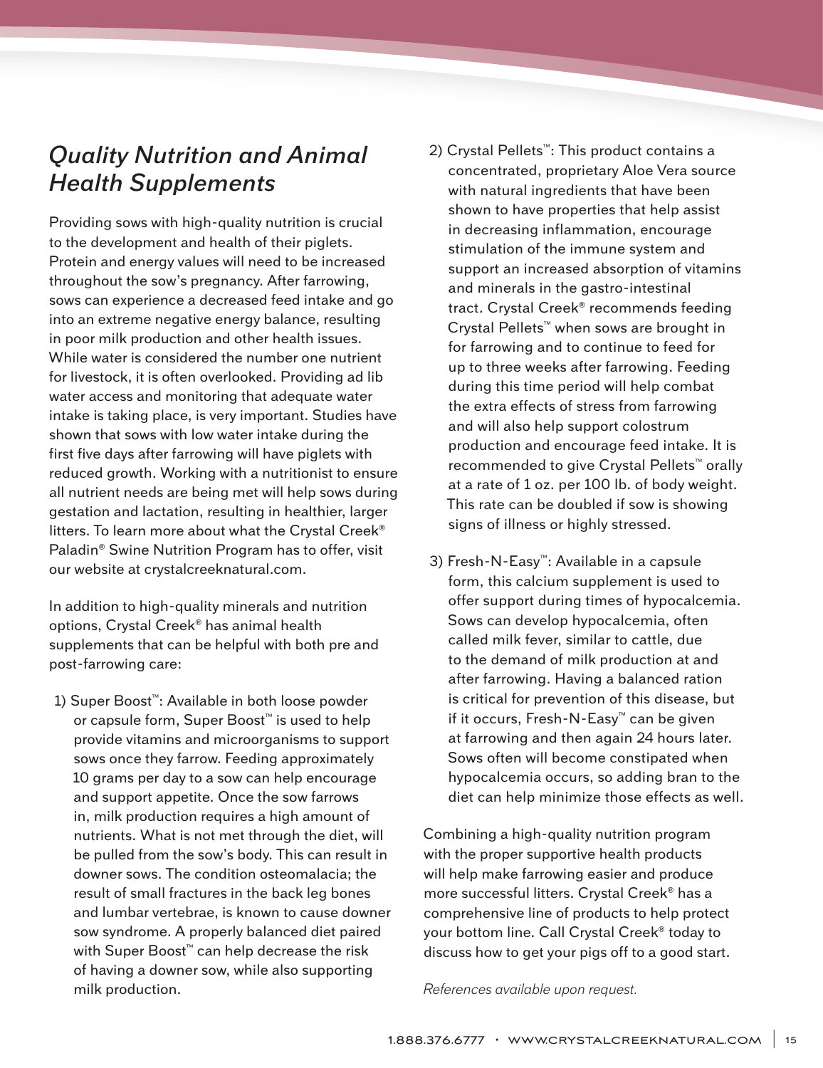## *Quality Nutrition and Animal Health Supplements*

Providing sows with high-quality nutrition is crucial to the development and health of their piglets. Protein and energy values will need to be increased throughout the sow's pregnancy. After farrowing, sows can experience a decreased feed intake and go into an extreme negative energy balance, resulting in poor milk production and other health issues. While water is considered the number one nutrient for livestock, it is often overlooked. Providing ad lib water access and monitoring that adequate water intake is taking place, is very important. Studies have shown that sows with low water intake during the first five days after farrowing will have piglets with reduced growth. Working with a nutritionist to ensure all nutrient needs are being met will help sows during gestation and lactation, resulting in healthier, larger litters. To learn more about what the Crystal Creek® Paladin® Swine Nutrition Program has to offer, visit our website at crystalcreeknatural.com.

In addition to high-quality minerals and nutrition options, Crystal Creek® has animal health supplements that can be helpful with both pre and post-farrowing care:

1) Super Boost™: Available in both loose powder or capsule form, Super Boost™ is used to help provide vitamins and microorganisms to support sows once they farrow. Feeding approximately 10 grams per day to a sow can help encourage and support appetite. Once the sow farrows in, milk production requires a high amount of nutrients. What is not met through the diet, will be pulled from the sow's body. This can result in downer sows. The condition osteomalacia; the result of small fractures in the back leg bones and lumbar vertebrae, is known to cause downer sow syndrome. A properly balanced diet paired with Super Boost™ can help decrease the risk of having a downer sow, while also supporting milk production.

2) Crystal Pellets™: This product contains a concentrated, proprietary Aloe Vera source with natural ingredients that have been shown to have properties that help assist in decreasing inflammation, encourage stimulation of the immune system and support an increased absorption of vitamins and minerals in the gastro-intestinal tract. Crystal Creek® recommends feeding Crystal Pellets™ when sows are brought in for farrowing and to continue to feed for up to three weeks after farrowing. Feeding during this time period will help combat the extra effects of stress from farrowing and will also help support colostrum production and encourage feed intake. It is recommended to give Crystal Pellets™ orally at a rate of 1 oz. per 100 lb. of body weight. This rate can be doubled if sow is showing signs of illness or highly stressed.

3) Fresh-N-Easy™: Available in a capsule form, this calcium supplement is used to offer support during times of hypocalcemia. Sows can develop hypocalcemia, often called milk fever, similar to cattle, due to the demand of milk production at and after farrowing. Having a balanced ration is critical for prevention of this disease, but if it occurs, Fresh-N-Easy™ can be given at farrowing and then again 24 hours later. Sows often will become constipated when hypocalcemia occurs, so adding bran to the diet can help minimize those effects as well.

Combining a high-quality nutrition program with the proper supportive health products will help make farrowing easier and produce more successful litters. Crystal Creek® has a comprehensive line of products to help protect your bottom line. Call Crystal Creek® today to discuss how to get your pigs off to a good start.

*References available upon request.*